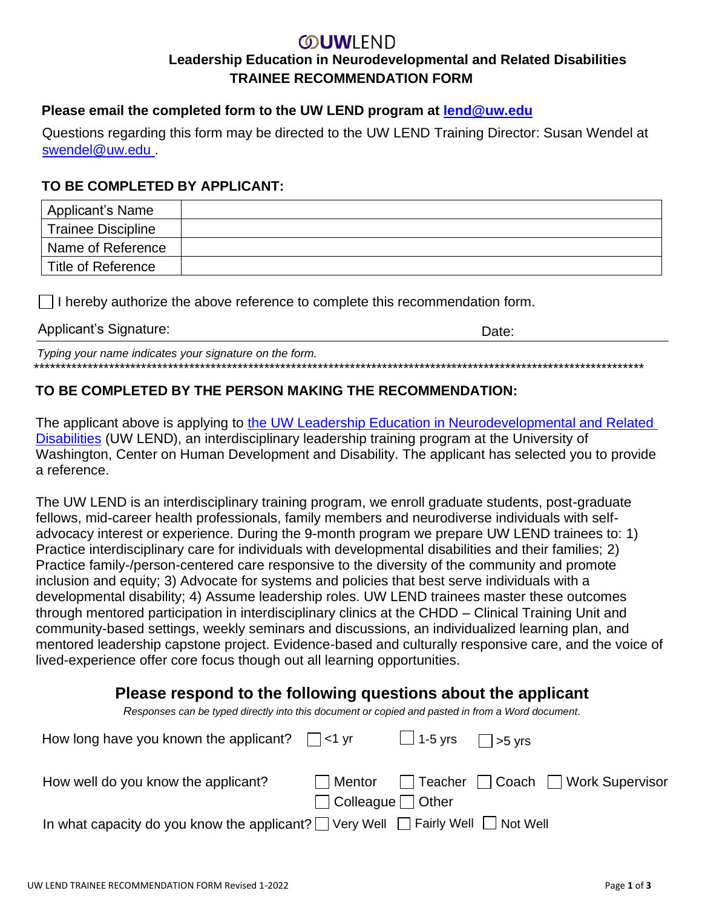# UWLEND

## Leadership Education in Neurodevelopmental and Related Disabilities

## TRAINEE RECOMMENDATION FORM

**Please email the completed form to the UW LEND program at [lend@uw.edu](mailto:lend@uw.edu)**

Questions regarding this form may be directed to the UW LEND Training Director: Susan Wendel at [swendel@uw.edu](mailto:swendel@uw.edu) .

### TO BE COMPLETED BY APPLICANT:

| Applicant's Name | |
|---|---|
| Trainee Discipline | |
| Name of Reference | |
| Title of Reference | |

☐ I hereby authorize the above reference to complete this recommendation form.

Applicant's Signature: Date:

*Typing your name indicates your signature on the form.*

*****************************************************************************************************************

### TO BE COMPLETED BY THE PERSON MAKING THE RECOMMENDATION:

The applicant above is applying to the UW Leadership Education in Neurodevelopmental and Related Disabilities (UW LEND), an interdisciplinary leadership training program at the University of Washington, Center on Human Development and Disability. The applicant has selected you to provide a reference.

The UW LEND is an interdisciplinary training program, we enroll graduate students, post-graduate fellows, mid-career health professionals, family members and neurodiverse individuals with self-advocacy interest or experience. During the 9-month program we prepare UW LEND trainees to: 1) Practice interdisciplinary care for individuals with developmental disabilities and their families; 2) Practice family-/person-centered care responsive to the diversity of the community and promote inclusion and equity; 3) Advocate for systems and policies that best serve individuals with a developmental disability; 4) Assume leadership roles. UW LEND trainees master these outcomes through mentored participation in interdisciplinary clinics at the CHDD – Clinical Training Unit and community-based settings, weekly seminars and discussions, an individualized learning plan, and mentored leadership capstone project. Evidence-based and culturally responsive care, and the voice of lived-experience offer core focus though out all learning opportunities.

## Please respond to the following questions about the applicant

*Responses can be typed directly into this document or copied and pasted in from a Word document.*

How long have you known the applicant? ☐ <1 yr ☐ 1-5 yrs ☐ >5 yrs

How well do you know the applicant? ☐ Mentor ☐ Teacher ☐ Coach ☐ Work Supervisor ☐ Colleague ☐ Other

In what capacity do you know the applicant? ☐ Very Well ☐ Fairly Well ☐ Not Well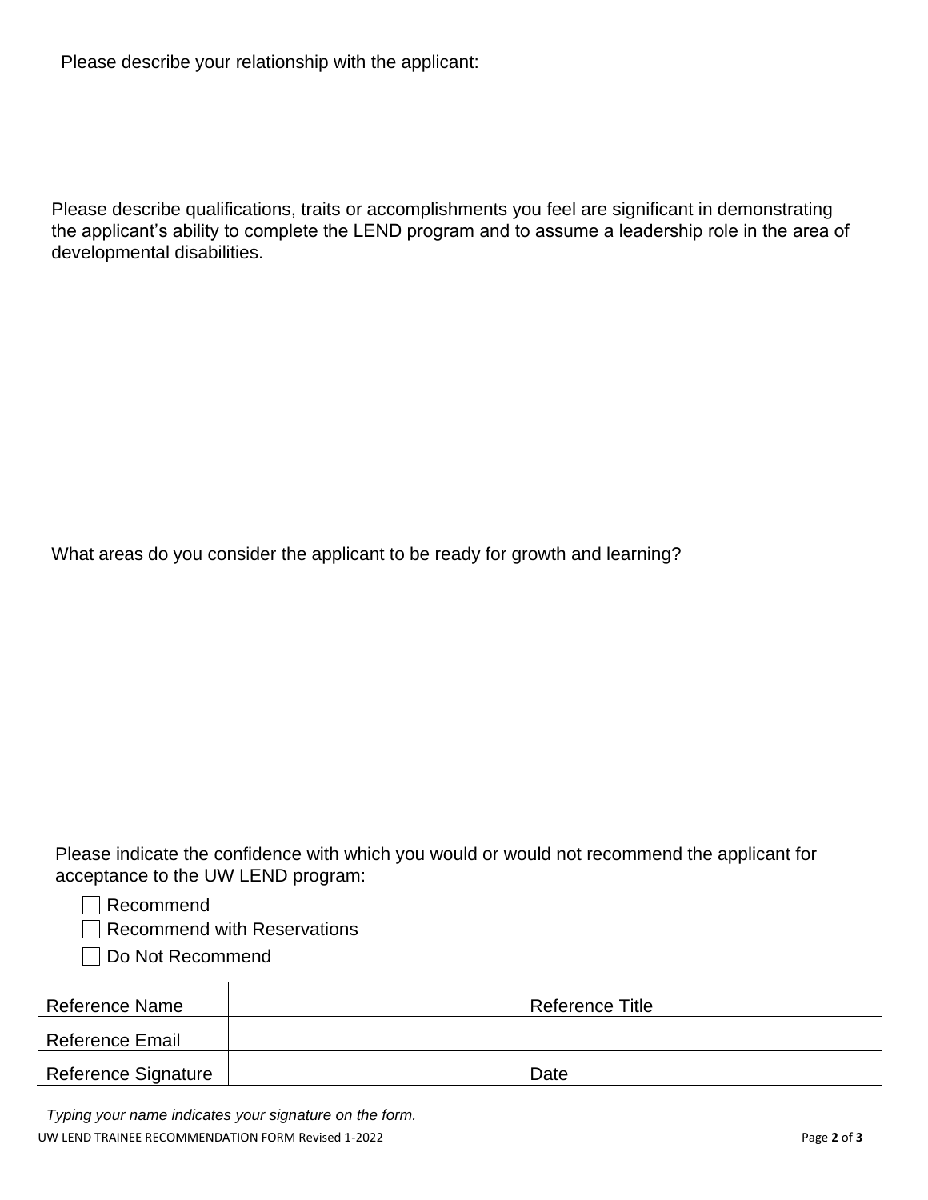Please describe your relationship with the applicant:

Please describe qualifications, traits or accomplishments you feel are significant in demonstrating the applicant's ability to complete the LEND program and to assume a leadership role in the area of developmental disabilities.

What areas do you consider the applicant to be ready for growth and learning?

Please indicate the confidence with which you would or would not recommend the applicant for acceptance to the UW LEND program:

- ☐ Recommend
- ☐ Recommend with Reservations
- ☐ Do Not Recommend

| Reference Name | | Reference Title | |
|---|---|---|---|
| Reference Email | | | |
| Reference Signature | | Date | |

*Typing your name indicates your signature on the form.*

UW LEND TRAINEE RECOMMENDATION FORM Revised 1-2022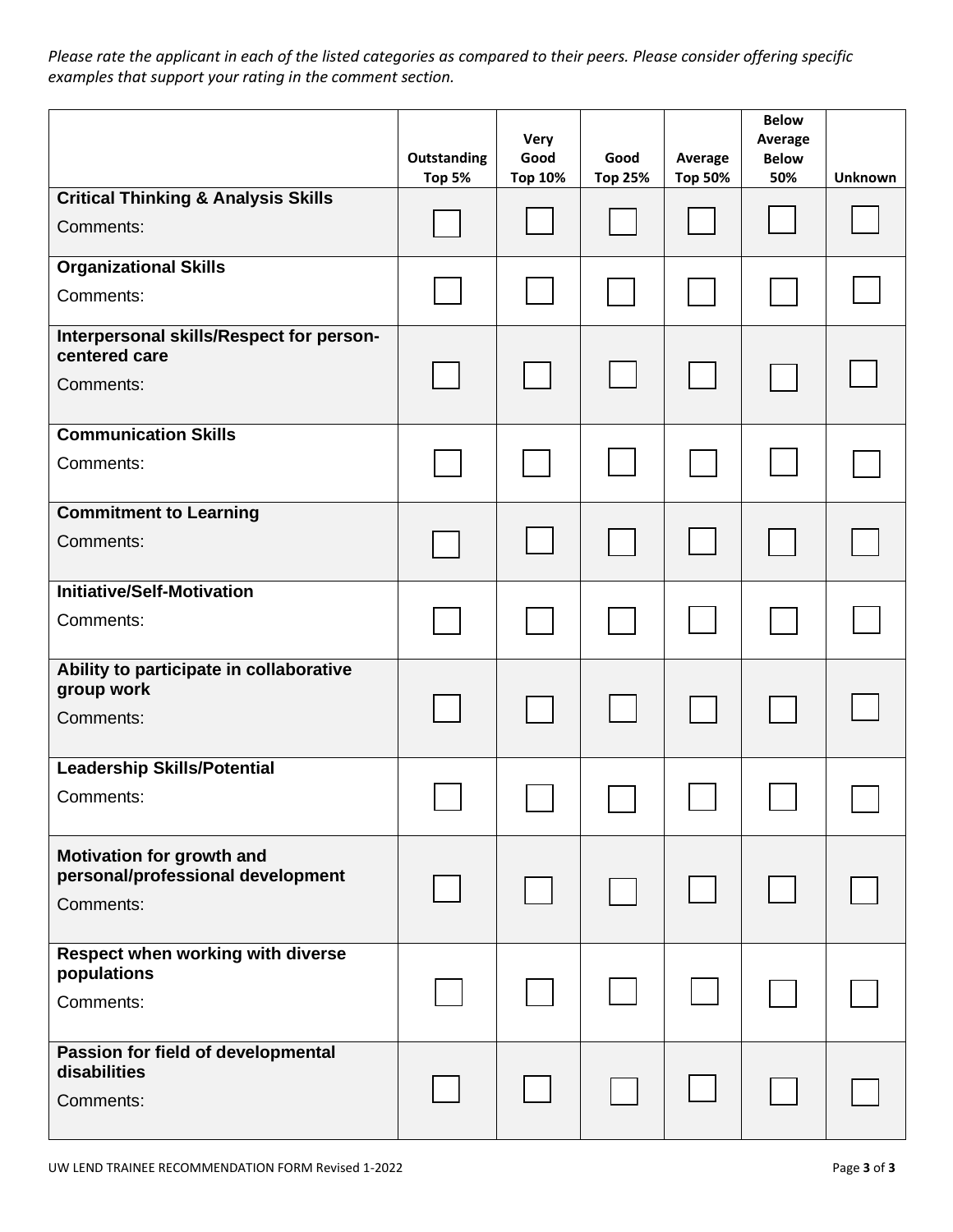*Please rate the applicant in each of the listed categories as compared to their peers. Please consider offering specific examples that support your rating in the comment section.*

| | Outstanding Top 5% | Very Good Top 10% | Good Top 25% | Average Top 50% | Below Average Below 50% | Unknown |
|---|---|---|---|---|---|---|
| **Critical Thinking & Analysis Skills**<br>Comments: | ☐ | ☐ | ☐ | ☐ | ☐ | ☐ |
| **Organizational Skills**<br>Comments: | ☐ | ☐ | ☐ | ☐ | ☐ | ☐ |
| **Interpersonal skills/Respect for person-centered care**<br>Comments: | ☐ | ☐ | ☐ | ☐ | ☐ | ☐ |
| **Communication Skills**<br>Comments: | ☐ | ☐ | ☐ | ☐ | ☐ | ☐ |
| **Commitment to Learning**<br>Comments: | ☐ | ☐ | ☐ | ☐ | ☐ | ☐ |
| **Initiative/Self-Motivation**<br>Comments: | ☐ | ☐ | ☐ | ☐ | ☐ | ☐ |
| **Ability to participate in collaborative group work**<br>Comments: | ☐ | ☐ | ☐ | ☐ | ☐ | ☐ |
| **Leadership Skills/Potential**<br>Comments: | ☐ | ☐ | ☐ | ☐ | ☐ | ☐ |
| **Motivation for growth and personal/professional development**<br>Comments: | ☐ | ☐ | ☐ | ☐ | ☐ | ☐ |
| **Respect when working with diverse populations**<br>Comments: | ☐ | ☐ | ☐ | ☐ | ☐ | ☐ |
| **Passion for field of developmental disabilities**<br>Comments: | ☐ | ☐ | ☐ | ☐ | ☐ | ☐ |

UW LEND TRAINEE RECOMMENDATION FORM Revised 1-2022